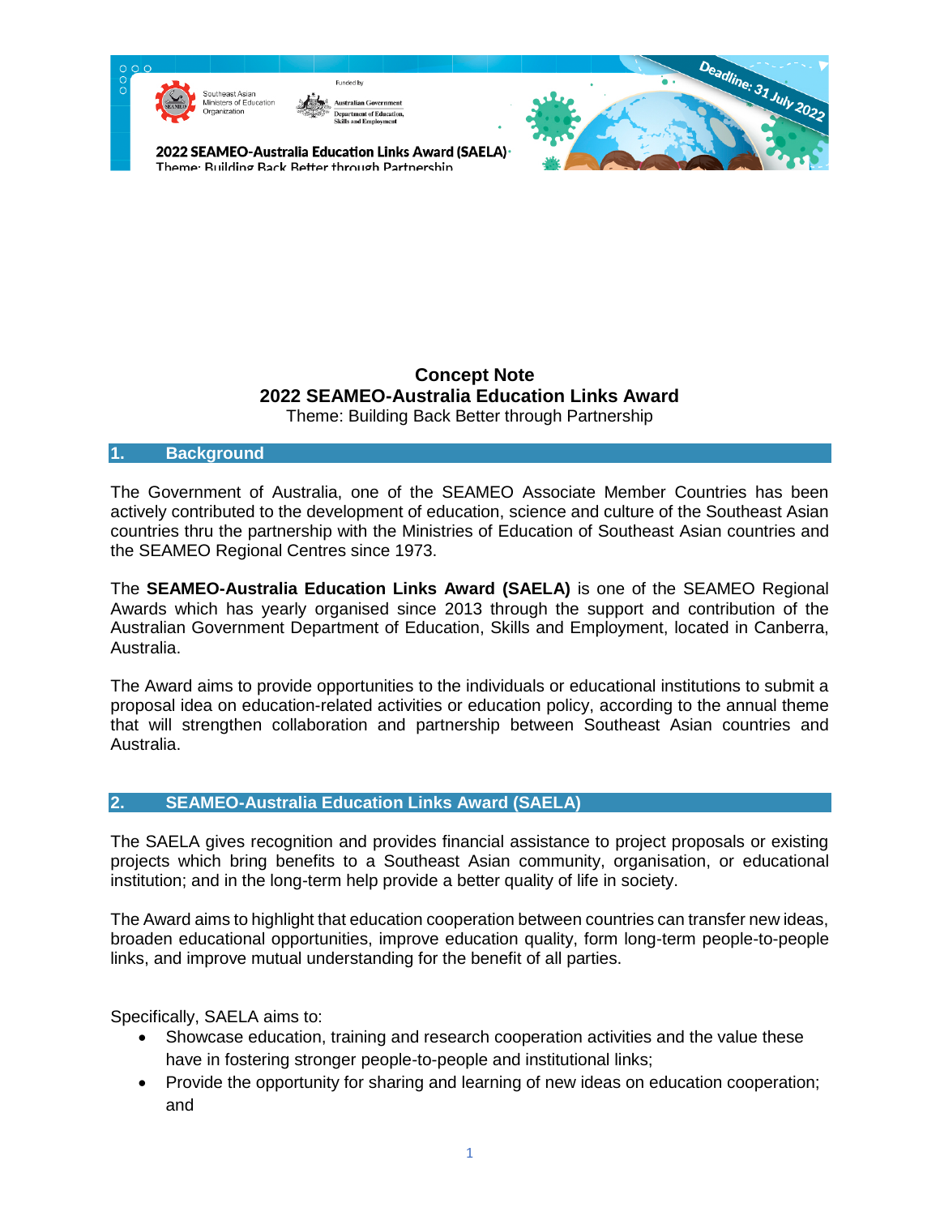2022 SEAMEO-Australia Education Links Award (SAELA)

Theme: Building Back Better through Partnership

Deadline: 31 July 2022

# Concept Note
# 2022 SEAMEO-Australia Education Links Award

Theme: Building Back Better through Partnership

## 1. Background

The Government of Australia, one of the SEAMEO Associate Member Countries has been actively contributed to the development of education, science and culture of the Southeast Asian countries thru the partnership with the Ministries of Education of Southeast Asian countries and the SEAMEO Regional Centres since 1973.

The **SEAMEO-Australia Education Links Award (SAELA)** is one of the SEAMEO Regional Awards which has yearly organised since 2013 through the support and contribution of the Australian Government Department of Education, Skills and Employment, located in Canberra, Australia.

The Award aims to provide opportunities to the individuals or educational institutions to submit a proposal idea on education-related activities or education policy, according to the annual theme that will strengthen collaboration and partnership between Southeast Asian countries and Australia.

## 2. SEAMEO-Australia Education Links Award (SAELA)

The SAELA gives recognition and provides financial assistance to project proposals or existing projects which bring benefits to a Southeast Asian community, organisation, or educational institution; and in the long-term help provide a better quality of life in society.

The Award aims to highlight that education cooperation between countries can transfer new ideas, broaden educational opportunities, improve education quality, form long-term people-to-people links, and improve mutual understanding for the benefit of all parties.

Specifically, SAELA aims to:

- Showcase education, training and research cooperation activities and the value these have in fostering stronger people-to-people and institutional links;
- Provide the opportunity for sharing and learning of new ideas on education cooperation; and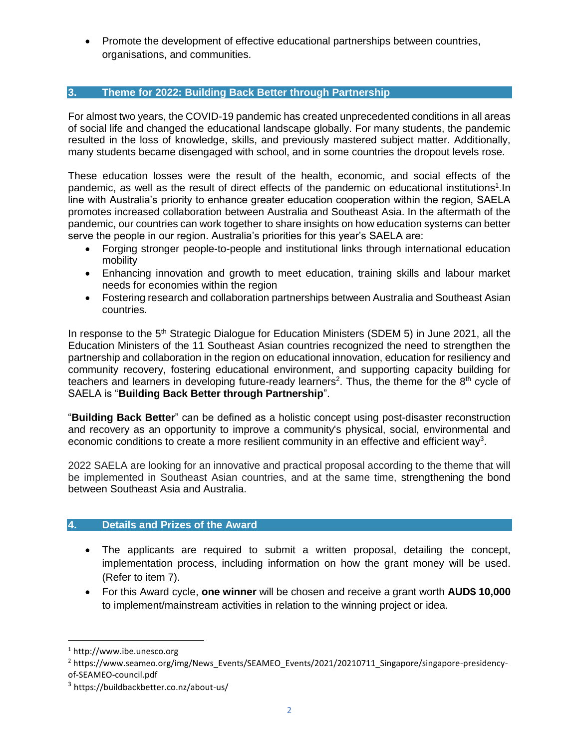- Promote the development of effective educational partnerships between countries, organisations, and communities.

## 3. Theme for 2022: Building Back Better through Partnership

For almost two years, the COVID-19 pandemic has created unprecedented conditions in all areas of social life and changed the educational landscape globally. For many students, the pandemic resulted in the loss of knowledge, skills, and previously mastered subject matter. Additionally, many students became disengaged with school, and in some countries the dropout levels rose.

These education losses were the result of the health, economic, and social effects of the pandemic, as well as the result of direct effects of the pandemic on educational institutions[1].In line with Australia's priority to enhance greater education cooperation within the region, SAELA promotes increased collaboration between Australia and Southeast Asia. In the aftermath of the pandemic, our countries can work together to share insights on how education systems can better serve the people in our region. Australia's priorities for this year's SAELA are:

- Forging stronger people-to-people and institutional links through international education mobility
- Enhancing innovation and growth to meet education, training skills and labour market needs for economies within the region
- Fostering research and collaboration partnerships between Australia and Southeast Asian countries.

In response to the 5th Strategic Dialogue for Education Ministers (SDEM 5) in June 2021, all the Education Ministers of the 11 Southeast Asian countries recognized the need to strengthen the partnership and collaboration in the region on educational innovation, education for resiliency and community recovery, fostering educational environment, and supporting capacity building for teachers and learners in developing future-ready learners[2]. Thus, the theme for the 8th cycle of SAELA is "**Building Back Better through Partnership**".

"**Building Back Better**" can be defined as a holistic concept using post-disaster reconstruction and recovery as an opportunity to improve a community's physical, social, environmental and economic conditions to create a more resilient community in an effective and efficient way[3].

2022 SAELA are looking for an innovative and practical proposal according to the theme that will be implemented in Southeast Asian countries, and at the same time, strengthening the bond between Southeast Asia and Australia.

## 4. Details and Prizes of the Award

- The applicants are required to submit a written proposal, detailing the concept, implementation process, including information on how the grant money will be used. (Refer to item 7).
- For this Award cycle, **one winner** will be chosen and receive a grant worth **AUD$ 10,000** to implement/mainstream activities in relation to the winning project or idea.

---

[1] http://www.ibe.unesco.org

[2] https://www.seameo.org/img/News_Events/SEAMEO_Events/2021/20210711_Singapore/singapore-presidency-of-SEAMEO-council.pdf

[3] https://buildbackbetter.co.nz/about-us/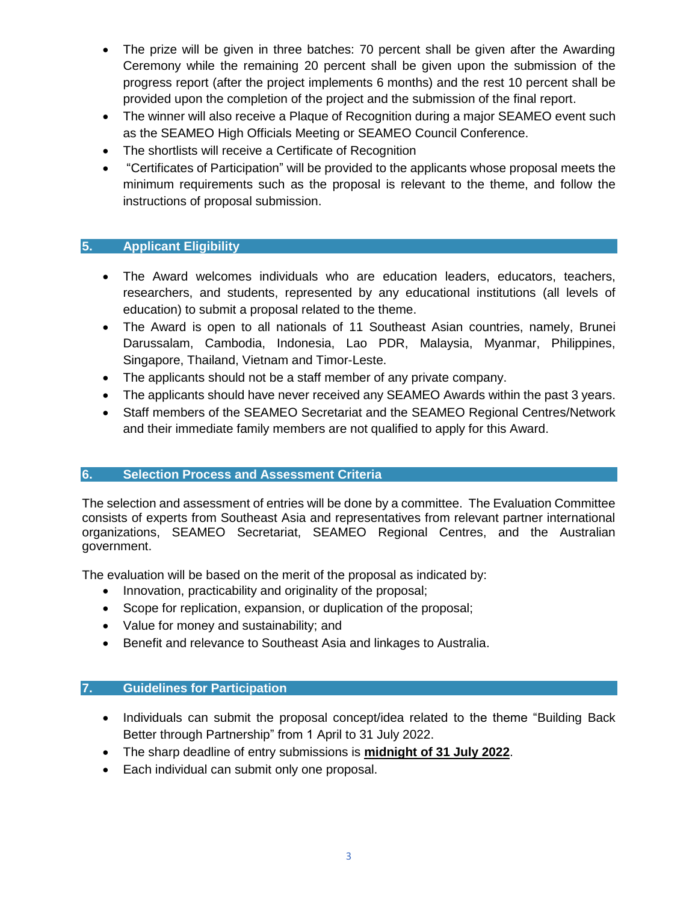- The prize will be given in three batches: 70 percent shall be given after the Awarding Ceremony while the remaining 20 percent shall be given upon the submission of the progress report (after the project implements 6 months) and the rest 10 percent shall be provided upon the completion of the project and the submission of the final report.
- The winner will also receive a Plaque of Recognition during a major SEAMEO event such as the SEAMEO High Officials Meeting or SEAMEO Council Conference.
- The shortlists will receive a Certificate of Recognition
- "Certificates of Participation" will be provided to the applicants whose proposal meets the minimum requirements such as the proposal is relevant to the theme, and follow the instructions of proposal submission.

## 5. Applicant Eligibility

- The Award welcomes individuals who are education leaders, educators, teachers, researchers, and students, represented by any educational institutions (all levels of education) to submit a proposal related to the theme.
- The Award is open to all nationals of 11 Southeast Asian countries, namely, Brunei Darussalam, Cambodia, Indonesia, Lao PDR, Malaysia, Myanmar, Philippines, Singapore, Thailand, Vietnam and Timor-Leste.
- The applicants should not be a staff member of any private company.
- The applicants should have never received any SEAMEO Awards within the past 3 years.
- Staff members of the SEAMEO Secretariat and the SEAMEO Regional Centres/Network and their immediate family members are not qualified to apply for this Award.

## 6. Selection Process and Assessment Criteria

The selection and assessment of entries will be done by a committee. The Evaluation Committee consists of experts from Southeast Asia and representatives from relevant partner international organizations, SEAMEO Secretariat, SEAMEO Regional Centres, and the Australian government.

The evaluation will be based on the merit of the proposal as indicated by:

- Innovation, practicability and originality of the proposal;
- Scope for replication, expansion, or duplication of the proposal;
- Value for money and sustainability; and
- Benefit and relevance to Southeast Asia and linkages to Australia.

## 7. Guidelines for Participation

- Individuals can submit the proposal concept/idea related to the theme "Building Back Better through Partnership" from 1 April to 31 July 2022.
- The sharp deadline of entry submissions is **midnight of 31 July 2022**.
- Each individual can submit only one proposal.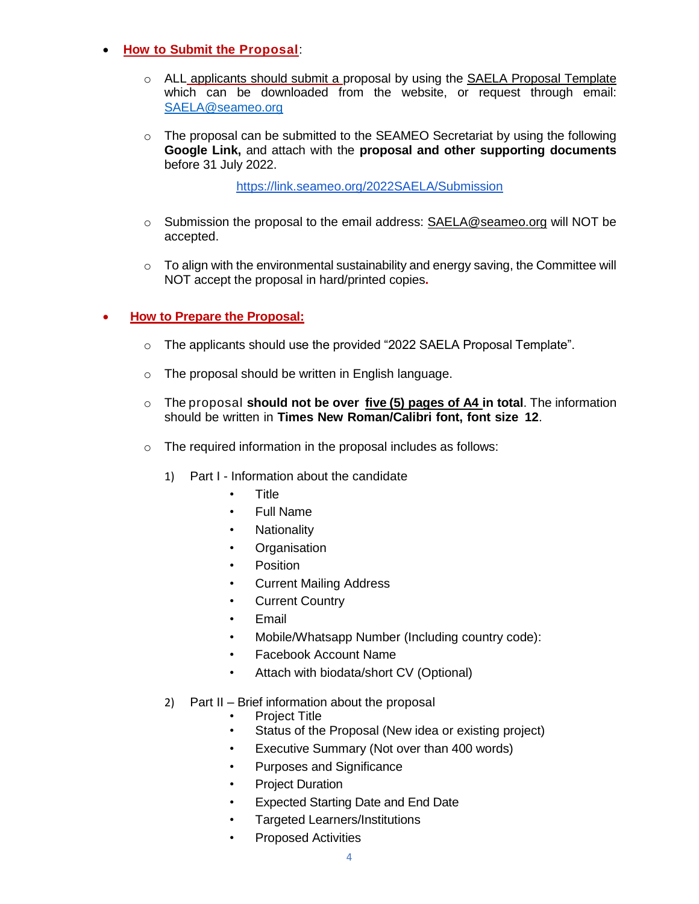- **How to Submit the Proposal**:

  - ALL applicants should submit a proposal by using the SAELA Proposal Template which can be downloaded from the website, or request through email: SAELA@seameo.org

  - The proposal can be submitted to the SEAMEO Secretariat by using the following **Google Link,** and attach with the **proposal and other supporting documents** before 31 July 2022.

    https://link.seameo.org/2022SAELA/Submission

  - Submission the proposal to the email address: SAELA@seameo.org will NOT be accepted.

  - To align with the environmental sustainability and energy saving, the Committee will NOT accept the proposal in hard/printed copies.

- **How to Prepare the Proposal:**

  - The applicants should use the provided "2022 SAELA Proposal Template".

  - The proposal should be written in English language.

  - The proposal **should not be over five (5) pages of A4 in total**. The information should be written in **Times New Roman/Calibri font, font size 12**.

  - The required information in the proposal includes as follows:

    1) Part I - Information about the candidate
       - Title
       - Full Name
       - Nationality
       - Organisation
       - Position
       - Current Mailing Address
       - Current Country
       - Email
       - Mobile/Whatsapp Number (Including country code):
       - Facebook Account Name
       - Attach with biodata/short CV (Optional)

    2) Part II – Brief information about the proposal
       - Project Title
       - Status of the Proposal (New idea or existing project)
       - Executive Summary (Not over than 400 words)
       - Purposes and Significance
       - Project Duration
       - Expected Starting Date and End Date
       - Targeted Learners/Institutions
       - Proposed Activities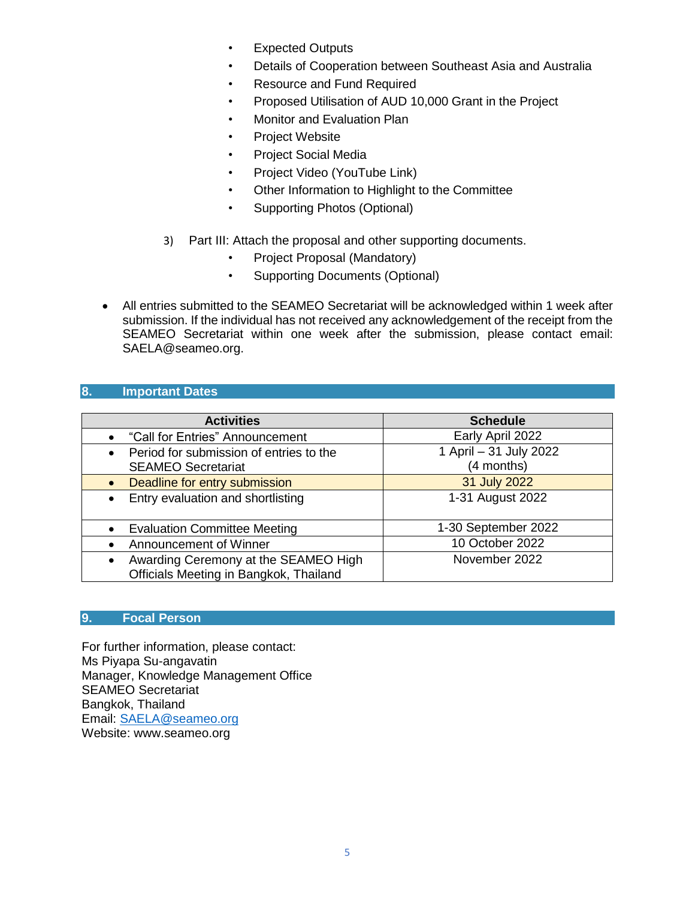- Expected Outputs
- Details of Cooperation between Southeast Asia and Australia
- Resource and Fund Required
- Proposed Utilisation of AUD 10,000 Grant in the Project
- Monitor and Evaluation Plan
- Project Website
- Project Social Media
- Project Video (YouTube Link)
- Other Information to Highlight to the Committee
- Supporting Photos (Optional)

3) Part III: Attach the proposal and other supporting documents.
   - Project Proposal (Mandatory)
   - Supporting Documents (Optional)

- All entries submitted to the SEAMEO Secretariat will be acknowledged within 1 week after submission. If the individual has not received any acknowledgement of the receipt from the SEAMEO Secretariat within one week after the submission, please contact email: SAELA@seameo.org.

## 8. Important Dates

| Activities | Schedule |
|---|---|
| • "Call for Entries" Announcement | Early April 2022 |
| • Period for submission of entries to the SEAMEO Secretariat | 1 April – 31 July 2022 (4 months) |
| • Deadline for entry submission | 31 July 2022 |
| • Entry evaluation and shortlisting | 1-31 August 2022 |
| • Evaluation Committee Meeting | 1-30 September 2022 |
| • Announcement of Winner | 10 October 2022 |
| • Awarding Ceremony at the SEAMEO High Officials Meeting in Bangkok, Thailand | November 2022 |

## 9. Focal Person

For further information, please contact:
Ms Piyapa Su-angavatin
Manager, Knowledge Management Office
SEAMEO Secretariat
Bangkok, Thailand
Email: SAELA@seameo.org
Website: www.seameo.org